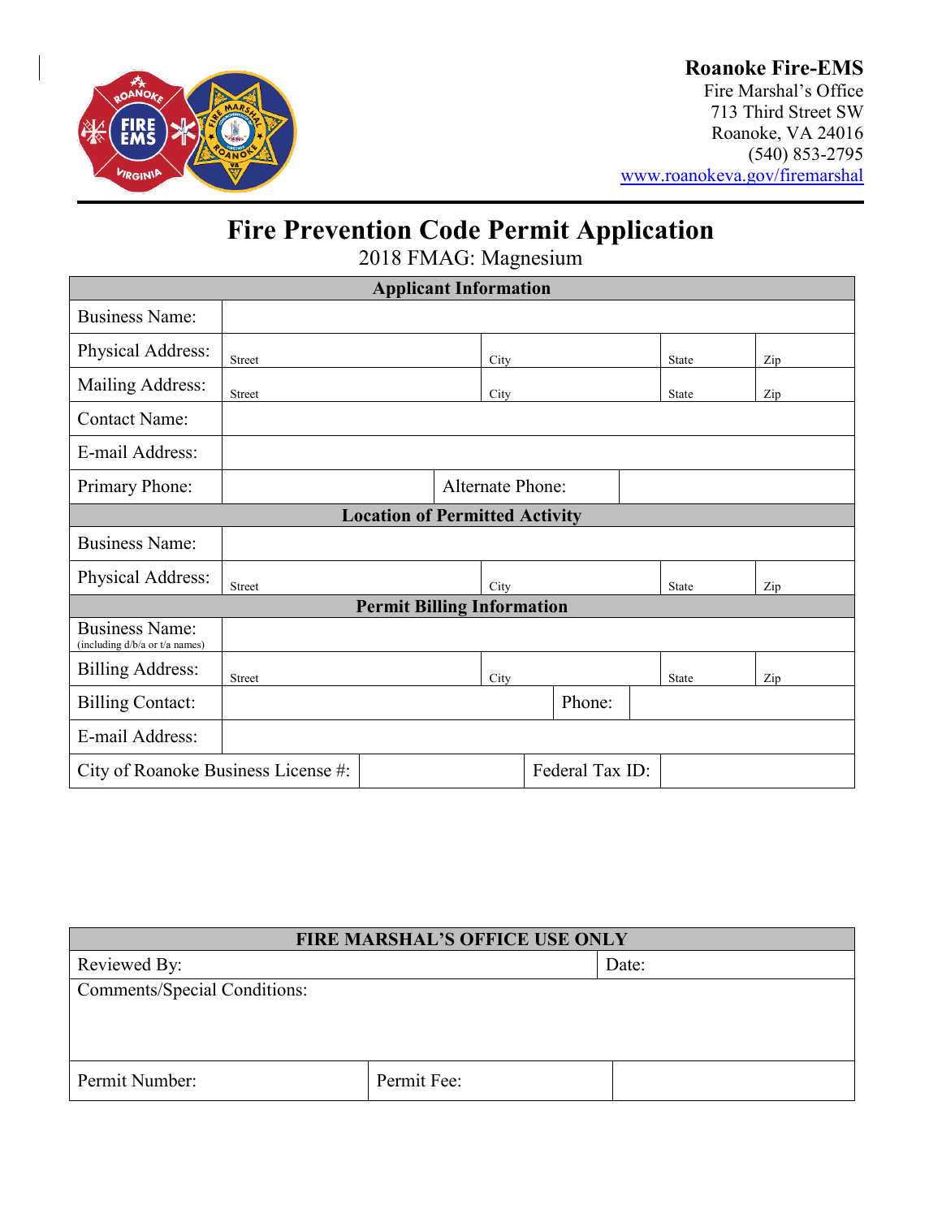**Roanoke Fire-EMS**
Fire Marshal's Office
713 Third Street SW
Roanoke, VA 24016
(540) 853-2795
www.roanokeva.gov/firemarshal

# Fire Prevention Code Permit Application

2018 FMAG: Magnesium

| **Applicant Information** | | | | |
|---|---|---|---|---|
| Business Name: | | | | |
| Physical Address: | Street | City | State | Zip |
| Mailing Address: | Street | City | State | Zip |
| Contact Name: | | | | |
| E-mail Address: | | | | |
| Primary Phone: | | Alternate Phone: | | |
| **Location of Permitted Activity** | | | | |
| Business Name: | | | | |
| Physical Address: | Street | City | State | Zip |
| **Permit Billing Information** | | | | |
| Business Name: (including d/b/a or t/a names) | | | | |
| Billing Address: | Street | City | State | Zip |
| Billing Contact: | | Phone: | | |
| E-mail Address: | | | | |
| City of Roanoke Business License #: | | Federal Tax ID: | | |

| **FIRE MARSHAL'S OFFICE USE ONLY** | | |
|---|---|---|
| Reviewed By: | | Date: |
| Comments/Special Conditions: | | |
| Permit Number: | Permit Fee: | |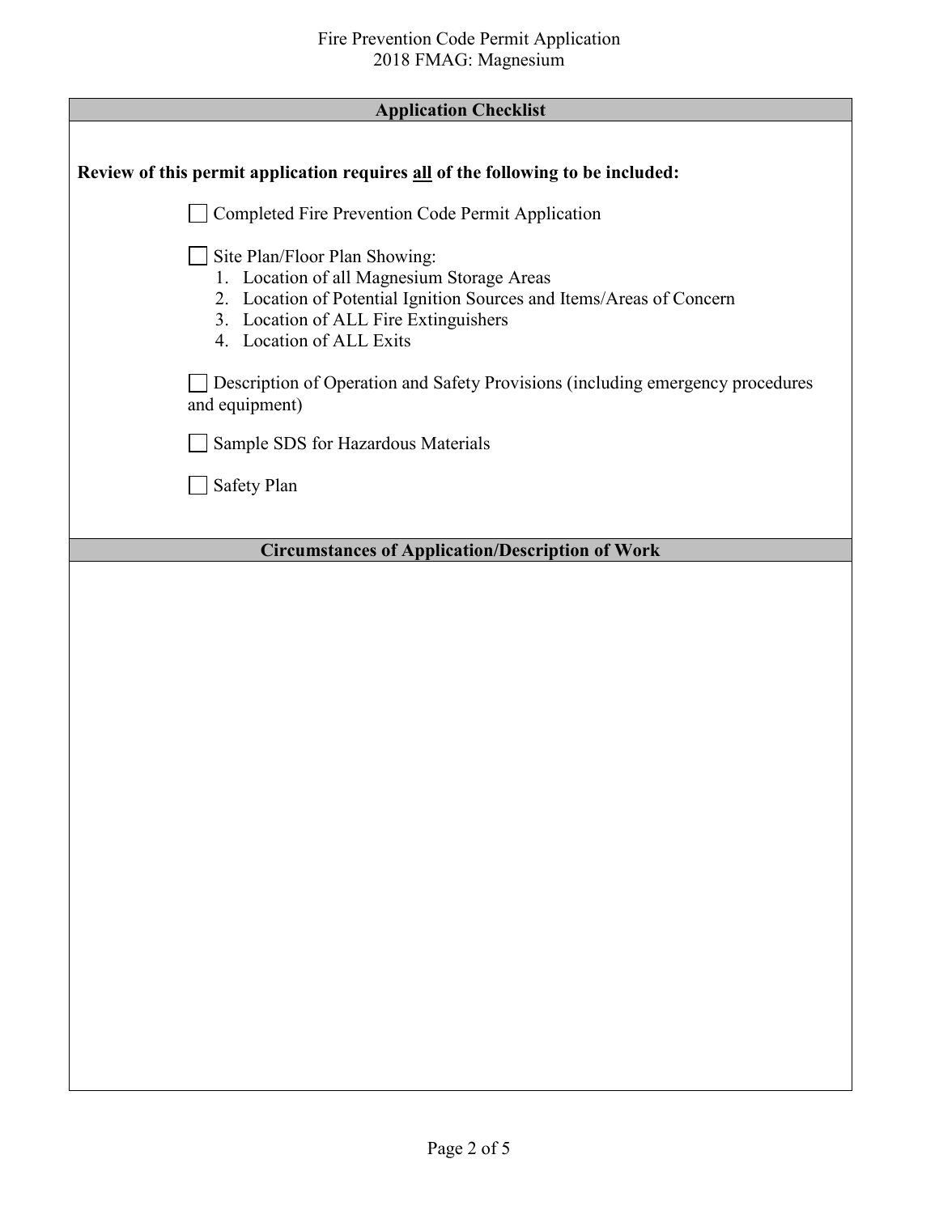## Application Checklist

**Review of this permit application requires all of the following to be included:**

- [ ] Completed Fire Prevention Code Permit Application
- [ ] Site Plan/Floor Plan Showing:
  1. Location of all Magnesium Storage Areas
  2. Location of Potential Ignition Sources and Items/Areas of Concern
  3. Location of ALL Fire Extinguishers
  4. Location of ALL Exits
- [ ] Description of Operation and Safety Provisions (including emergency procedures and equipment)
- [ ] Sample SDS for Hazardous Materials
- [ ] Safety Plan

## Circumstances of Application/Description of Work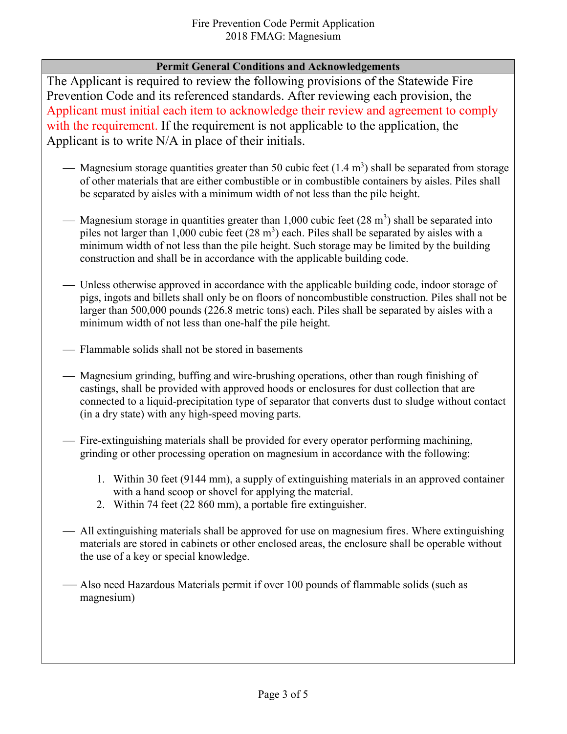Fire Prevention Code Permit Application
2018 FMAG: Magnesium

## Permit General Conditions and Acknowledgements

The Applicant is required to review the following provisions of the Statewide Fire Prevention Code and its referenced standards. After reviewing each provision, the Applicant must initial each item to acknowledge their review and agreement to comply with the requirement. If the requirement is not applicable to the application, the Applicant is to write N/A in place of their initials.

___ Magnesium storage quantities greater than 50 cubic feet (1.4 $m^3$) shall be separated from storage of other materials that are either combustible or in combustible containers by aisles. Piles shall be separated by aisles with a minimum width of not less than the pile height.

___ Magnesium storage in quantities greater than 1,000 cubic feet (28 $m^3$) shall be separated into piles not larger than 1,000 cubic feet (28 $m^3$) each. Piles shall be separated by aisles with a minimum width of not less than the pile height. Such storage may be limited by the building construction and shall be in accordance with the applicable building code.

___ Unless otherwise approved in accordance with the applicable building code, indoor storage of pigs, ingots and billets shall only be on floors of noncombustible construction. Piles shall not be larger than 500,000 pounds (226.8 metric tons) each. Piles shall be separated by aisles with a minimum width of not less than one-half the pile height.

___ Flammable solids shall not be stored in basements

___ Magnesium grinding, buffing and wire-brushing operations, other than rough finishing of castings, shall be provided with approved hoods or enclosures for dust collection that are connected to a liquid-precipitation type of separator that converts dust to sludge without contact (in a dry state) with any high-speed moving parts.

___ Fire-extinguishing materials shall be provided for every operator performing machining, grinding or other processing operation on magnesium in accordance with the following:

1. Within 30 feet (9144 mm), a supply of extinguishing materials in an approved container with a hand scoop or shovel for applying the material.
2. Within 74 feet (22 860 mm), a portable fire extinguisher.

___ All extinguishing materials shall be approved for use on magnesium fires. Where extinguishing materials are stored in cabinets or other enclosed areas, the enclosure shall be operable without the use of a key or special knowledge.

___ Also need Hazardous Materials permit if over 100 pounds of flammable solids (such as magnesium)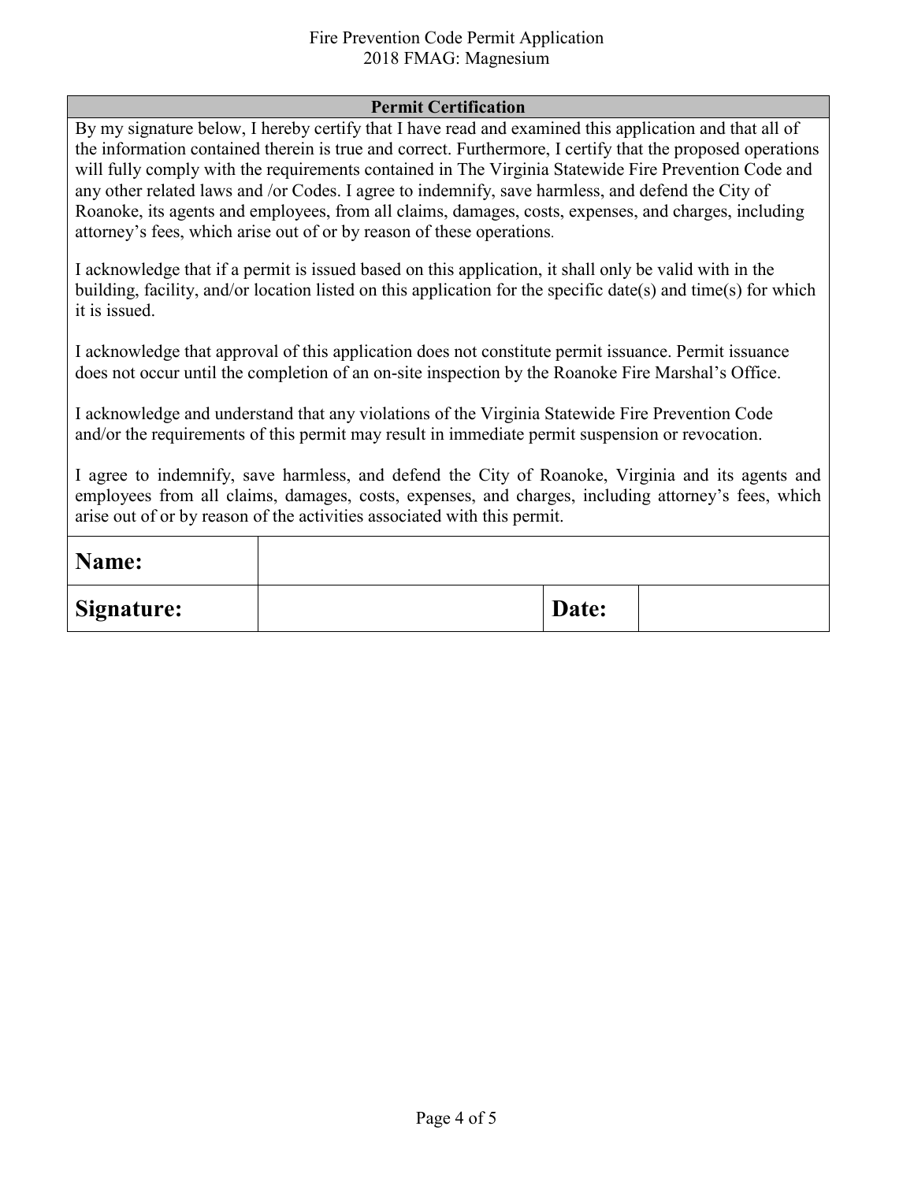## Permit Certification

By my signature below, I hereby certify that I have read and examined this application and that all of the information contained therein is true and correct. Furthermore, I certify that the proposed operations will fully comply with the requirements contained in The Virginia Statewide Fire Prevention Code and any other related laws and /or Codes. I agree to indemnify, save harmless, and defend the City of Roanoke, its agents and employees, from all claims, damages, costs, expenses, and charges, including attorney's fees, which arise out of or by reason of these operations.

I acknowledge that if a permit is issued based on this application, it shall only be valid with in the building, facility, and/or location listed on this application for the specific date(s) and time(s) for which it is issued.

I acknowledge that approval of this application does not constitute permit issuance. Permit issuance does not occur until the completion of an on-site inspection by the Roanoke Fire Marshal's Office.

I acknowledge and understand that any violations of the Virginia Statewide Fire Prevention Code and/or the requirements of this permit may result in immediate permit suspension or revocation.

I agree to indemnify, save harmless, and defend the City of Roanoke, Virginia and its agents and employees from all claims, damages, costs, expenses, and charges, including attorney's fees, which arise out of or by reason of the activities associated with this permit.

| **Name:** | | | |
|---|---|---|---|
| **Signature:** | | **Date:** | |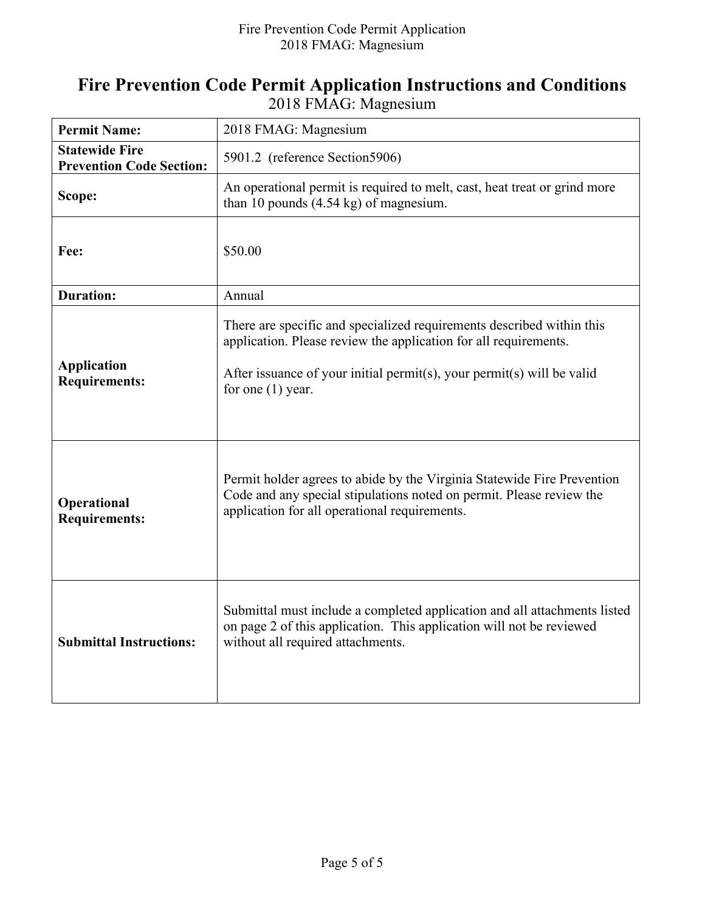# Fire Prevention Code Permit Application Instructions and Conditions

2018 FMAG: Magnesium

| | |
|---|---|
| **Permit Name:** | 2018 FMAG: Magnesium |
| **Statewide Fire Prevention Code Section:** | 5901.2 (reference Section5906) |
| **Scope:** | An operational permit is required to melt, cast, heat treat or grind more than 10 pounds (4.54 kg) of magnesium. |
| **Fee:** | $50.00 |
| **Duration:** | Annual |
| **Application Requirements:** | There are specific and specialized requirements described within this application. Please review the application for all requirements.<br><br>After issuance of your initial permit(s), your permit(s) will be valid for one (1) year. |
| **Operational Requirements:** | Permit holder agrees to abide by the Virginia Statewide Fire Prevention Code and any special stipulations noted on permit. Please review the application for all operational requirements. |
| **Submittal Instructions:** | Submittal must include a completed application and all attachments listed on page 2 of this application. This application will not be reviewed without all required attachments. |